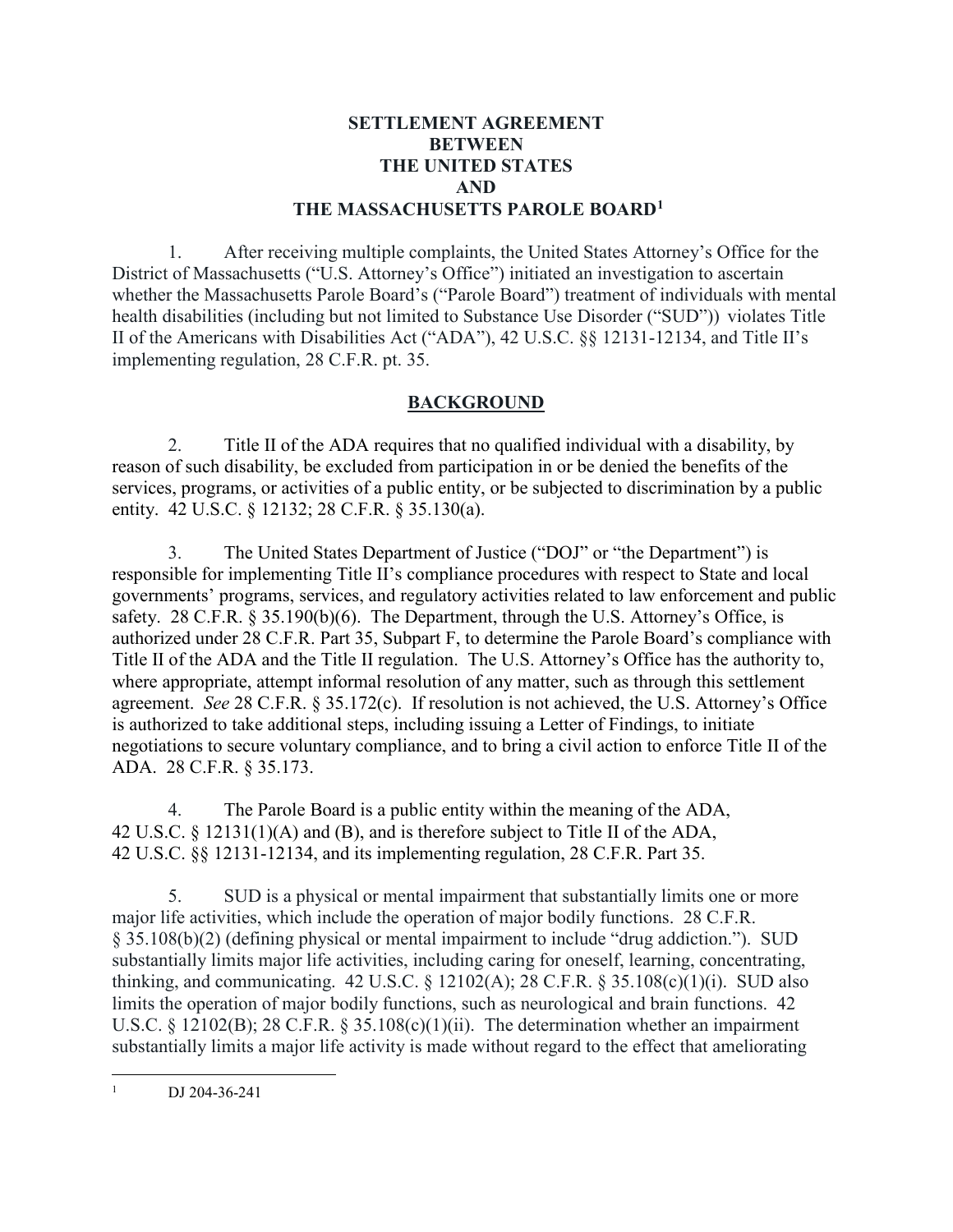# SETTLEMENT AGREEMENT BETWEEN THE UNITED STATES AND THE MASSACHUSETTS PAROLE BOARD[1]

1. After receiving multiple complaints, the United States Attorney's Office for the District of Massachusetts ("U.S. Attorney's Office") initiated an investigation to ascertain whether the Massachusetts Parole Board's ("Parole Board") treatment of individuals with mental health disabilities (including but not limited to Substance Use Disorder ("SUD")) violates Title II of the Americans with Disabilities Act ("ADA"), 42 U.S.C. §§ 12131-12134, and Title II's implementing regulation, 28 C.F.R. pt. 35.

## BACKGROUND

2. Title II of the ADA requires that no qualified individual with a disability, by reason of such disability, be excluded from participation in or be denied the benefits of the services, programs, or activities of a public entity, or be subjected to discrimination by a public entity. 42 U.S.C. § 12132; 28 C.F.R. § 35.130(a).

3. The United States Department of Justice ("DOJ" or "the Department") is responsible for implementing Title II's compliance procedures with respect to State and local governments' programs, services, and regulatory activities related to law enforcement and public safety. 28 C.F.R. § 35.190(b)(6). The Department, through the U.S. Attorney's Office, is authorized under 28 C.F.R. Part 35, Subpart F, to determine the Parole Board's compliance with Title II of the ADA and the Title II regulation. The U.S. Attorney's Office has the authority to, where appropriate, attempt informal resolution of any matter, such as through this settlement agreement. *See* 28 C.F.R. § 35.172(c). If resolution is not achieved, the U.S. Attorney's Office is authorized to take additional steps, including issuing a Letter of Findings, to initiate negotiations to secure voluntary compliance, and to bring a civil action to enforce Title II of the ADA. 28 C.F.R. § 35.173.

4. The Parole Board is a public entity within the meaning of the ADA, 42 U.S.C. § 12131(1)(A) and (B), and is therefore subject to Title II of the ADA, 42 U.S.C. §§ 12131-12134, and its implementing regulation, 28 C.F.R. Part 35.

5. SUD is a physical or mental impairment that substantially limits one or more major life activities, which include the operation of major bodily functions. 28 C.F.R. § 35.108(b)(2) (defining physical or mental impairment to include "drug addiction."). SUD substantially limits major life activities, including caring for oneself, learning, concentrating, thinking, and communicating. 42 U.S.C. § 12102(A); 28 C.F.R. § 35.108(c)(1)(i). SUD also limits the operation of major bodily functions, such as neurological and brain functions. 42 U.S.C. § 12102(B); 28 C.F.R. § 35.108(c)(1)(ii). The determination whether an impairment substantially limits a major life activity is made without regard to the effect that ameliorating

---

[1] DJ 204-36-241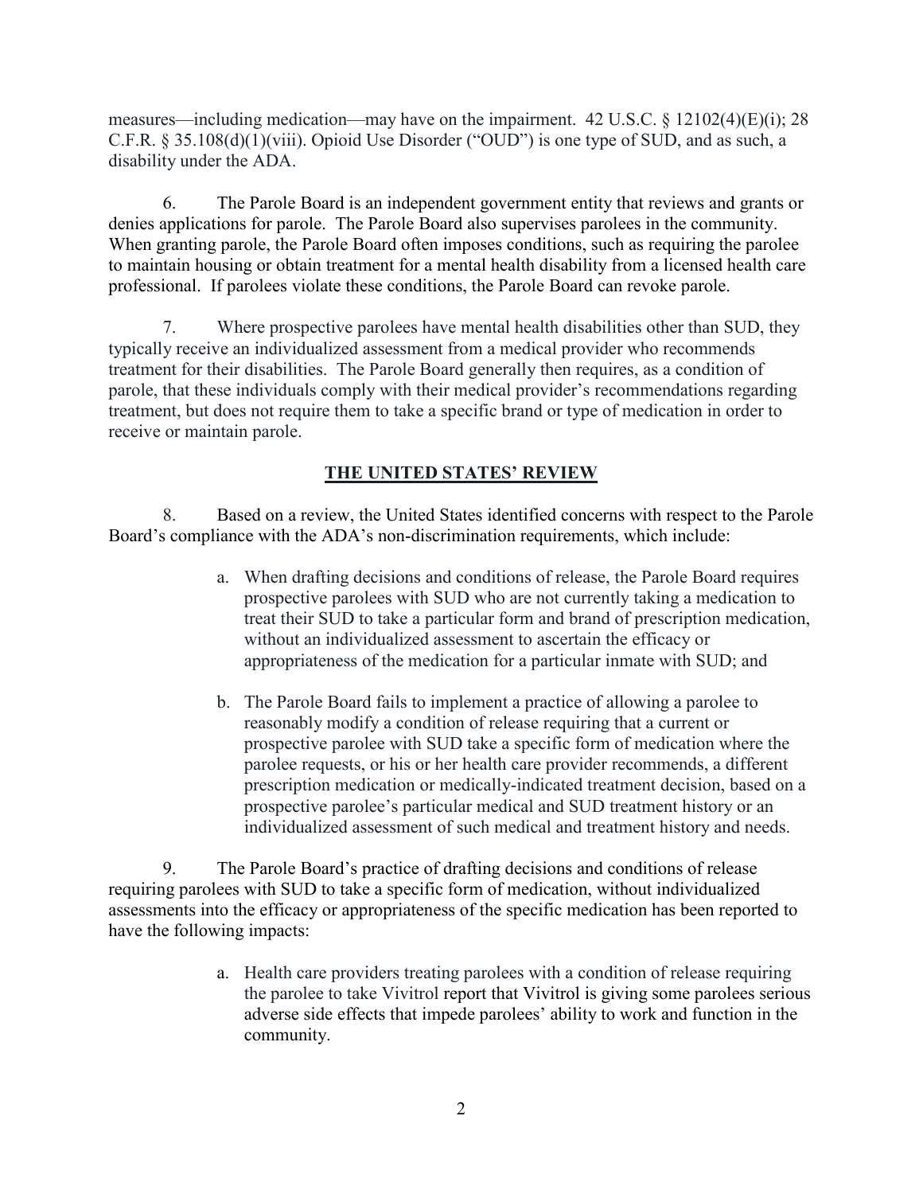measures—including medication—may have on the impairment. 42 U.S.C. § 12102(4)(E)(i); 28 C.F.R. § 35.108(d)(1)(viii). Opioid Use Disorder ("OUD") is one type of SUD, and as such, a disability under the ADA.

6. The Parole Board is an independent government entity that reviews and grants or denies applications for parole. The Parole Board also supervises parolees in the community. When granting parole, the Parole Board often imposes conditions, such as requiring the parolee to maintain housing or obtain treatment for a mental health disability from a licensed health care professional. If parolees violate these conditions, the Parole Board can revoke parole.

7. Where prospective parolees have mental health disabilities other than SUD, they typically receive an individualized assessment from a medical provider who recommends treatment for their disabilities. The Parole Board generally then requires, as a condition of parole, that these individuals comply with their medical provider's recommendations regarding treatment, but does not require them to take a specific brand or type of medication in order to receive or maintain parole.

## THE UNITED STATES' REVIEW

8. Based on a review, the United States identified concerns with respect to the Parole Board's compliance with the ADA's non-discrimination requirements, which include:

a. When drafting decisions and conditions of release, the Parole Board requires prospective parolees with SUD who are not currently taking a medication to treat their SUD to take a particular form and brand of prescription medication, without an individualized assessment to ascertain the efficacy or appropriateness of the medication for a particular inmate with SUD; and

b. The Parole Board fails to implement a practice of allowing a parolee to reasonably modify a condition of release requiring that a current or prospective parolee with SUD take a specific form of medication where the parolee requests, or his or her health care provider recommends, a different prescription medication or medically-indicated treatment decision, based on a prospective parolee's particular medical and SUD treatment history or an individualized assessment of such medical and treatment history and needs.

9. The Parole Board's practice of drafting decisions and conditions of release requiring parolees with SUD to take a specific form of medication, without individualized assessments into the efficacy or appropriateness of the specific medication has been reported to have the following impacts:

a. Health care providers treating parolees with a condition of release requiring the parolee to take Vivitrol report that Vivitrol is giving some parolees serious adverse side effects that impede parolees' ability to work and function in the community.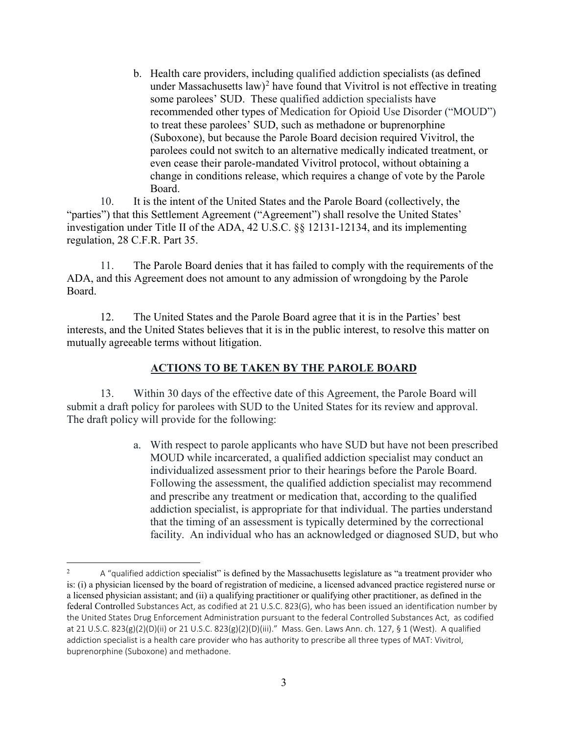b. Health care providers, including qualified addiction specialists (as defined under Massachusetts law)[2] have found that Vivitrol is not effective in treating some parolees' SUD. These qualified addiction specialists have recommended other types of Medication for Opioid Use Disorder ("MOUD") to treat these parolees' SUD, such as methadone or buprenorphine (Suboxone), but because the Parole Board decision required Vivitrol, the parolees could not switch to an alternative medically indicated treatment, or even cease their parole-mandated Vivitrol protocol, without obtaining a change in conditions release, which requires a change of vote by the Parole Board.

10. It is the intent of the United States and the Parole Board (collectively, the "parties") that this Settlement Agreement ("Agreement") shall resolve the United States' investigation under Title II of the ADA, 42 U.S.C. §§ 12131-12134, and its implementing regulation, 28 C.F.R. Part 35.

11. The Parole Board denies that it has failed to comply with the requirements of the ADA, and this Agreement does not amount to any admission of wrongdoing by the Parole Board.

12. The United States and the Parole Board agree that it is in the Parties' best interests, and the United States believes that it is in the public interest, to resolve this matter on mutually agreeable terms without litigation.

## ACTIONS TO BE TAKEN BY THE PAROLE BOARD

13. Within 30 days of the effective date of this Agreement, the Parole Board will submit a draft policy for parolees with SUD to the United States for its review and approval. The draft policy will provide for the following:

a. With respect to parole applicants who have SUD but have not been prescribed MOUD while incarcerated, a qualified addiction specialist may conduct an individualized assessment prior to their hearings before the Parole Board. Following the assessment, the qualified addiction specialist may recommend and prescribe any treatment or medication that, according to the qualified addiction specialist, is appropriate for that individual. The parties understand that the timing of an assessment is typically determined by the correctional facility. An individual who has an acknowledged or diagnosed SUD, but who

---

[2] A "qualified addiction specialist" is defined by the Massachusetts legislature as "a treatment provider who is: (i) a physician licensed by the board of registration of medicine, a licensed advanced practice registered nurse or a licensed physician assistant; and (ii) a qualifying practitioner or qualifying other practitioner, as defined in the federal Controlled Substances Act, as codified at 21 U.S.C. 823(G), who has been issued an identification number by the United States Drug Enforcement Administration pursuant to the federal Controlled Substances Act, as codified at 21 U.S.C. 823(g)(2)(D)(ii) or 21 U.S.C. 823(g)(2)(D)(iii)." Mass. Gen. Laws Ann. ch. 127, § 1 (West). A qualified addiction specialist is a health care provider who has authority to prescribe all three types of MAT: Vivitrol, buprenorphine (Suboxone) and methadone.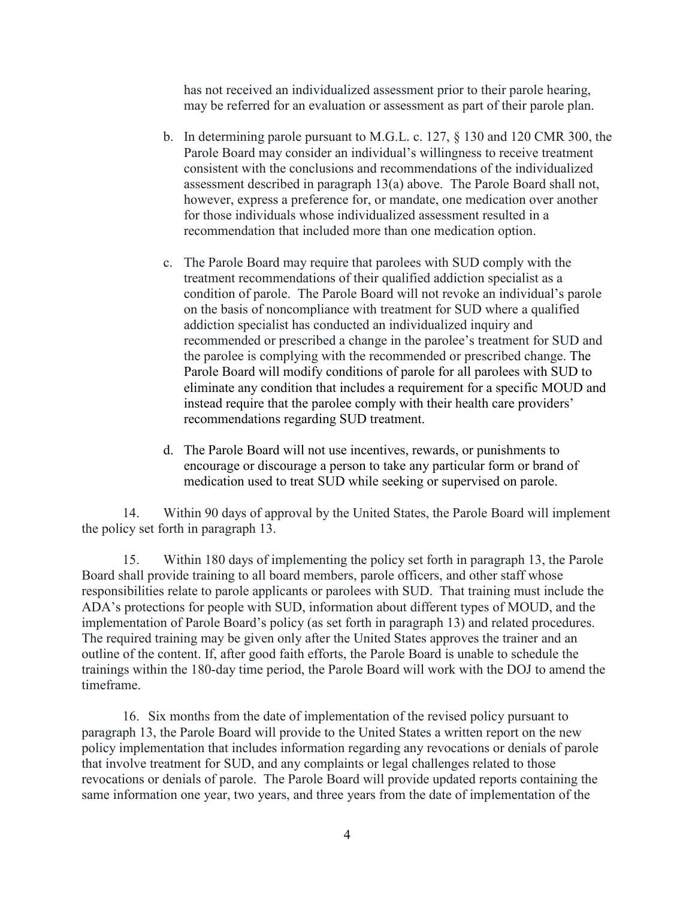has not received an individualized assessment prior to their parole hearing, may be referred for an evaluation or assessment as part of their parole plan.

b. In determining parole pursuant to M.G.L. c. 127, § 130 and 120 CMR 300, the Parole Board may consider an individual's willingness to receive treatment consistent with the conclusions and recommendations of the individualized assessment described in paragraph 13(a) above. The Parole Board shall not, however, express a preference for, or mandate, one medication over another for those individuals whose individualized assessment resulted in a recommendation that included more than one medication option.

c. The Parole Board may require that parolees with SUD comply with the treatment recommendations of their qualified addiction specialist as a condition of parole. The Parole Board will not revoke an individual's parole on the basis of noncompliance with treatment for SUD where a qualified addiction specialist has conducted an individualized inquiry and recommended or prescribed a change in the parolee's treatment for SUD and the parolee is complying with the recommended or prescribed change. The Parole Board will modify conditions of parole for all parolees with SUD to eliminate any condition that includes a requirement for a specific MOUD and instead require that the parolee comply with their health care providers' recommendations regarding SUD treatment.

d. The Parole Board will not use incentives, rewards, or punishments to encourage or discourage a person to take any particular form or brand of medication used to treat SUD while seeking or supervised on parole.

14. Within 90 days of approval by the United States, the Parole Board will implement the policy set forth in paragraph 13.

15. Within 180 days of implementing the policy set forth in paragraph 13, the Parole Board shall provide training to all board members, parole officers, and other staff whose responsibilities relate to parole applicants or parolees with SUD. That training must include the ADA's protections for people with SUD, information about different types of MOUD, and the implementation of Parole Board's policy (as set forth in paragraph 13) and related procedures. The required training may be given only after the United States approves the trainer and an outline of the content. If, after good faith efforts, the Parole Board is unable to schedule the trainings within the 180-day time period, the Parole Board will work with the DOJ to amend the timeframe.

16. Six months from the date of implementation of the revised policy pursuant to paragraph 13, the Parole Board will provide to the United States a written report on the new policy implementation that includes information regarding any revocations or denials of parole that involve treatment for SUD, and any complaints or legal challenges related to those revocations or denials of parole. The Parole Board will provide updated reports containing the same information one year, two years, and three years from the date of implementation of the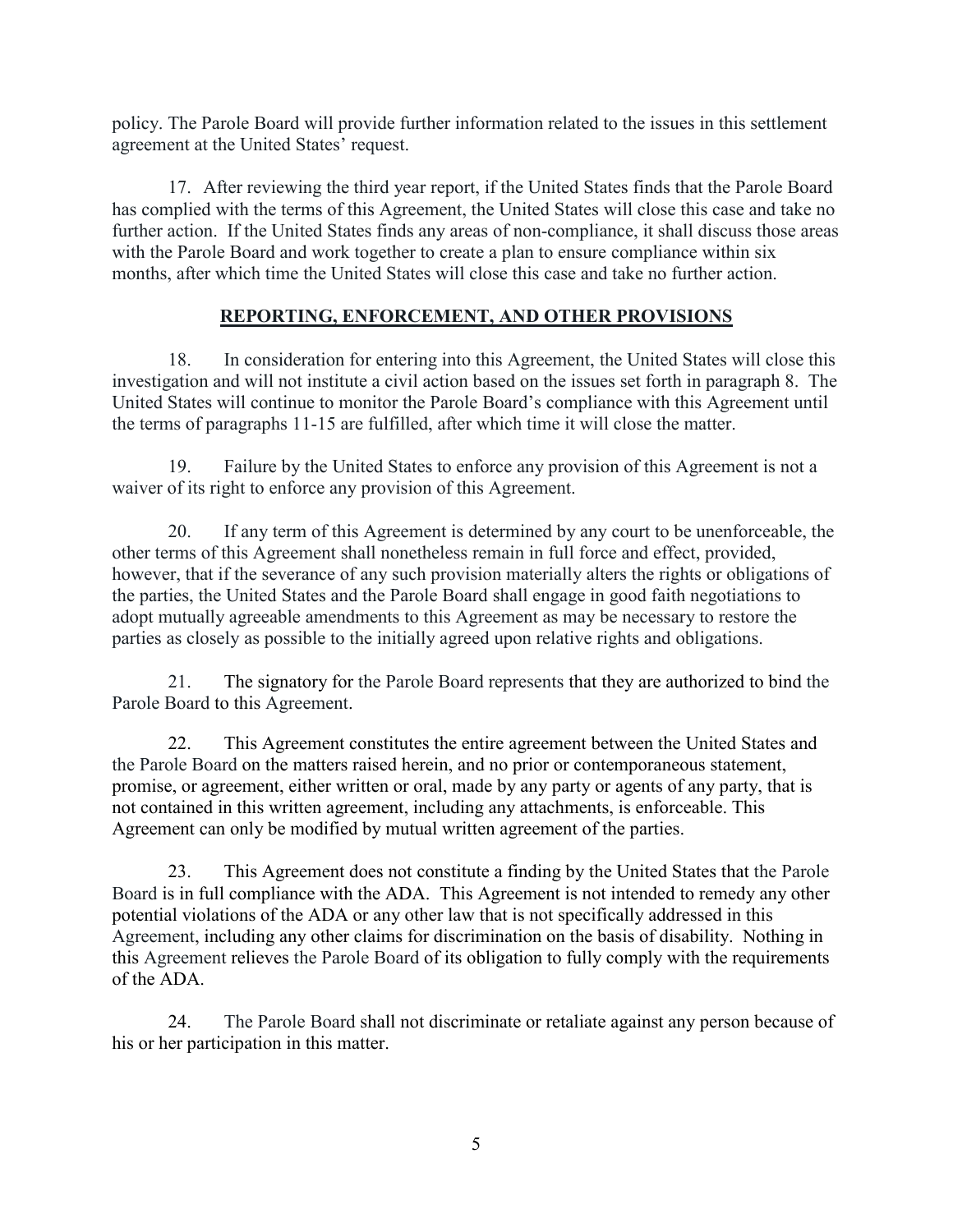policy. The Parole Board will provide further information related to the issues in this settlement agreement at the United States' request.

17. After reviewing the third year report, if the United States finds that the Parole Board has complied with the terms of this Agreement, the United States will close this case and take no further action. If the United States finds any areas of non-compliance, it shall discuss those areas with the Parole Board and work together to create a plan to ensure compliance within six months, after which time the United States will close this case and take no further action.

## REPORTING, ENFORCEMENT, AND OTHER PROVISIONS

18. In consideration for entering into this Agreement, the United States will close this investigation and will not institute a civil action based on the issues set forth in paragraph 8. The United States will continue to monitor the Parole Board's compliance with this Agreement until the terms of paragraphs 11-15 are fulfilled, after which time it will close the matter.

19. Failure by the United States to enforce any provision of this Agreement is not a waiver of its right to enforce any provision of this Agreement.

20. If any term of this Agreement is determined by any court to be unenforceable, the other terms of this Agreement shall nonetheless remain in full force and effect, provided, however, that if the severance of any such provision materially alters the rights or obligations of the parties, the United States and the Parole Board shall engage in good faith negotiations to adopt mutually agreeable amendments to this Agreement as may be necessary to restore the parties as closely as possible to the initially agreed upon relative rights and obligations.

21. The signatory for the Parole Board represents that they are authorized to bind the Parole Board to this Agreement.

22. This Agreement constitutes the entire agreement between the United States and the Parole Board on the matters raised herein, and no prior or contemporaneous statement, promise, or agreement, either written or oral, made by any party or agents of any party, that is not contained in this written agreement, including any attachments, is enforceable. This Agreement can only be modified by mutual written agreement of the parties.

23. This Agreement does not constitute a finding by the United States that the Parole Board is in full compliance with the ADA. This Agreement is not intended to remedy any other potential violations of the ADA or any other law that is not specifically addressed in this Agreement, including any other claims for discrimination on the basis of disability. Nothing in this Agreement relieves the Parole Board of its obligation to fully comply with the requirements of the ADA.

24. The Parole Board shall not discriminate or retaliate against any person because of his or her participation in this matter.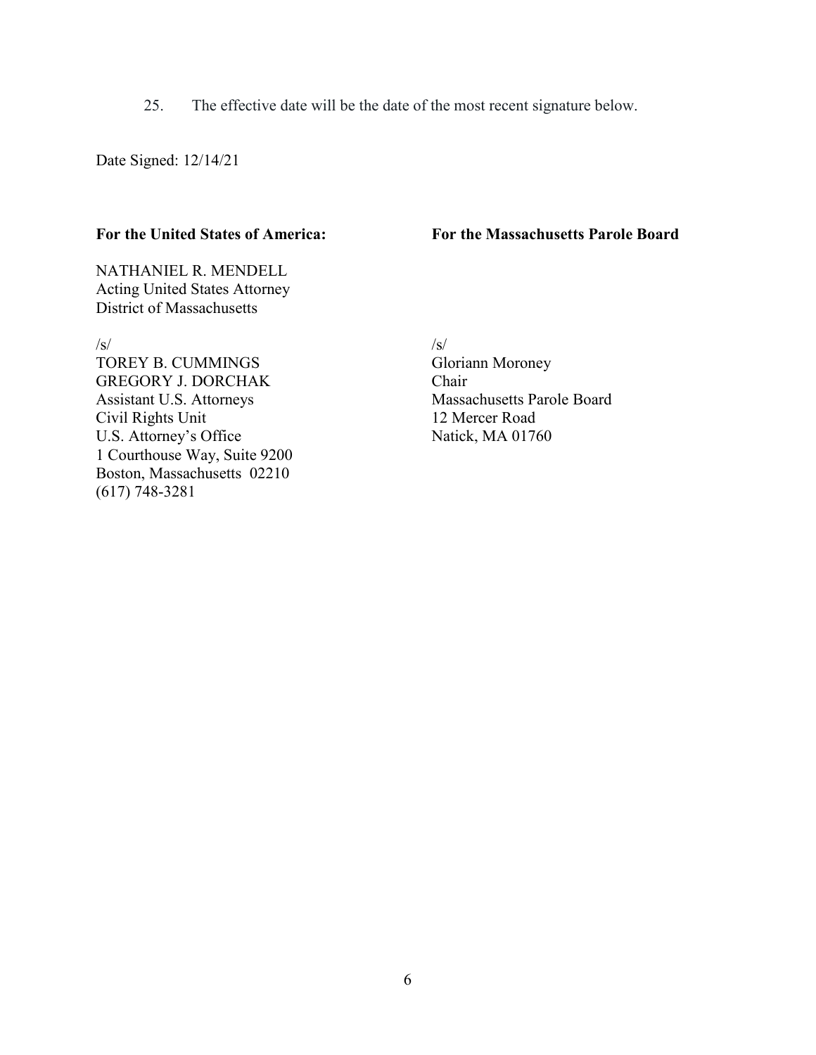25. The effective date will be the date of the most recent signature below.

Date Signed: 12/14/21

**For the United States of America:**

NATHANIEL R. MENDELL
Acting United States Attorney
District of Massachusetts

/s/
TOREY B. CUMMINGS
GREGORY J. DORCHAK
Assistant U.S. Attorneys
Civil Rights Unit
U.S. Attorney's Office
1 Courthouse Way, Suite 9200
Boston, Massachusetts 02210
(617) 748-3281

**For the Massachusetts Parole Board**

/s/
Gloriann Moroney
Chair
Massachusetts Parole Board
12 Mercer Road
Natick, MA 01760